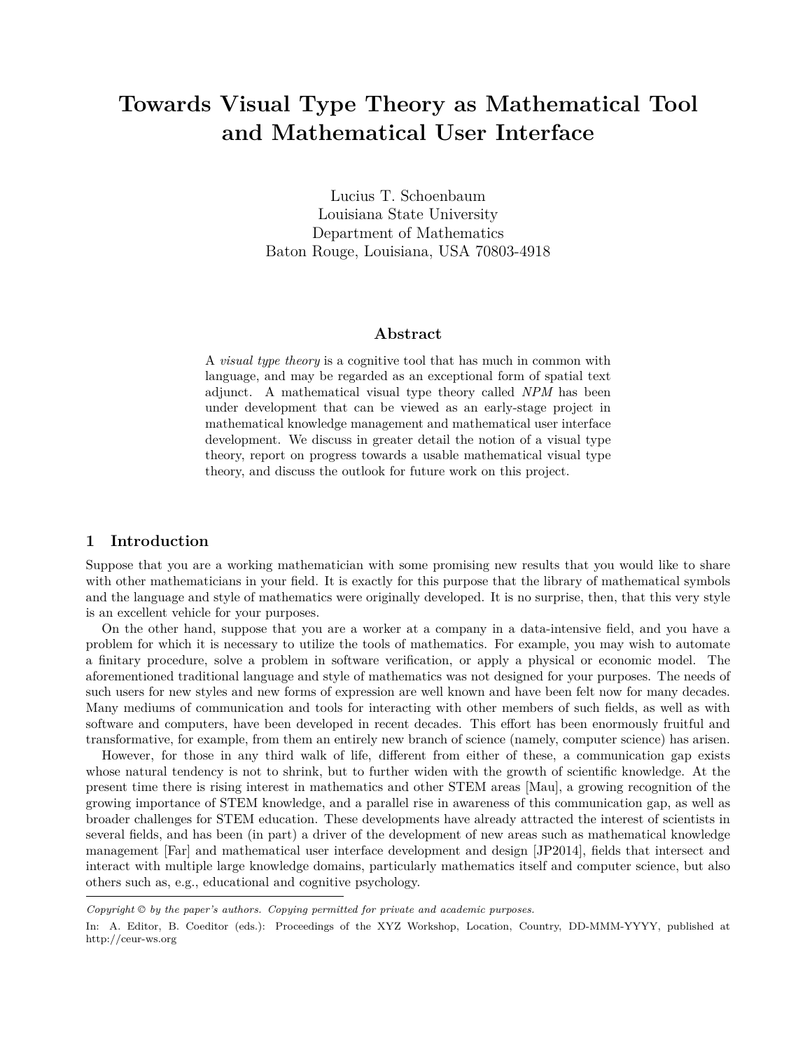# Towards Visual Type Theory as Mathematical Tool and Mathematical User Interface

Lucius T. Schoenbaum
Louisiana State University
Department of Mathematics
Baton Rouge, Louisiana, USA 70803-4918

## Abstract

A *visual type theory* is a cognitive tool that has much in common with language, and may be regarded as an exceptional form of spatial text adjunct. A mathematical visual type theory called *NPM* has been under development that can be viewed as an early-stage project in mathematical knowledge management and mathematical user interface development. We discuss in greater detail the notion of a visual type theory, report on progress towards a usable mathematical visual type theory, and discuss the outlook for future work on this project.

## 1 Introduction

Suppose that you are a working mathematician with some promising new results that you would like to share with other mathematicians in your field. It is exactly for this purpose that the library of mathematical symbols and the language and style of mathematics were originally developed. It is no surprise, then, that this very style is an excellent vehicle for your purposes.

On the other hand, suppose that you are a worker at a company in a data-intensive field, and you have a problem for which it is necessary to utilize the tools of mathematics. For example, you may wish to automate a finitary procedure, solve a problem in software verification, or apply a physical or economic model. The aforementioned traditional language and style of mathematics was not designed for your purposes. The needs of such users for new styles and new forms of expression are well known and have been felt now for many decades. Many mediums of communication and tools for interacting with other members of such fields, as well as with software and computers, have been developed in recent decades. This effort has been enormously fruitful and transformative, for example, from them an entirely new branch of science (namely, computer science) has arisen.

However, for those in any third walk of life, different from either of these, a communication gap exists whose natural tendency is not to shrink, but to further widen with the growth of scientific knowledge. At the present time there is rising interest in mathematics and other STEM areas [Mau], a growing recognition of the growing importance of STEM knowledge, and a parallel rise in awareness of this communication gap, as well as broader challenges for STEM education. These developments have already attracted the interest of scientists in several fields, and has been (in part) a driver of the development of new areas such as mathematical knowledge management [Far] and mathematical user interface development and design [JP2014], fields that intersect and interact with multiple large knowledge domains, particularly mathematics itself and computer science, but also others such as, e.g., educational and cognitive psychology.

---

*Copyright © by the paper's authors. Copying permitted for private and academic purposes.*

In: A. Editor, B. Coeditor (eds.): Proceedings of the XYZ Workshop, Location, Country, DD-MMM-YYYY, published at http://ceur-ws.org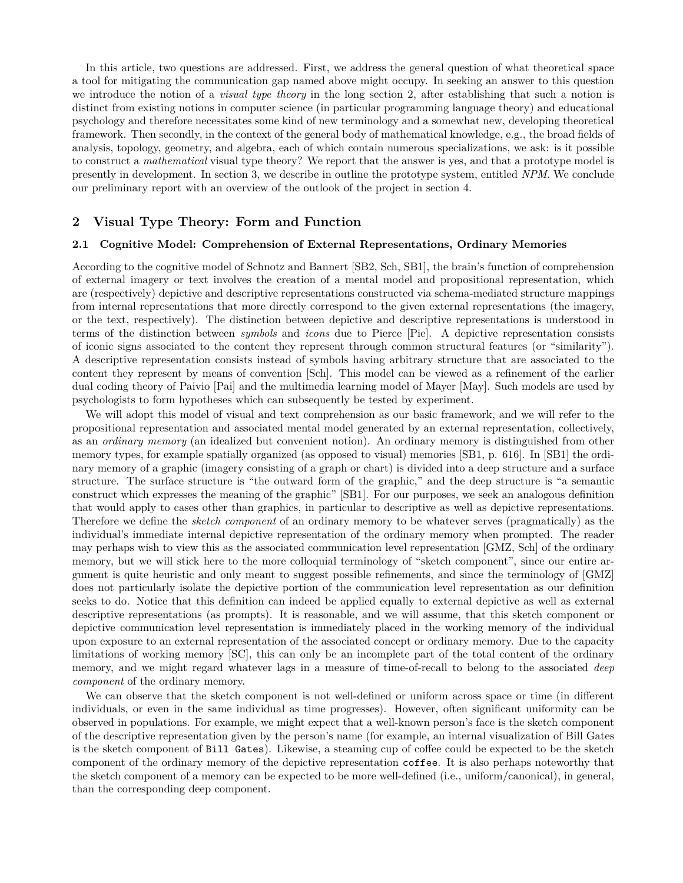In this article, two questions are addressed. First, we address the general question of what theoretical space a tool for mitigating the communication gap named above might occupy. In seeking an answer to this question we introduce the notion of a *visual type theory* in the long section 2, after establishing that such a notion is distinct from existing notions in computer science (in particular programming language theory) and educational psychology and therefore necessitates some kind of new terminology and a somewhat new, developing theoretical framework. Then secondly, in the context of the general body of mathematical knowledge, e.g., the broad fields of analysis, topology, geometry, and algebra, each of which contain numerous specializations, we ask: is it possible to construct a *mathematical* visual type theory? We report that the answer is yes, and that a prototype model is presently in development. In section 3, we describe in outline the prototype system, entitled *NPM*. We conclude our preliminary report with an overview of the outlook of the project in section 4.

## 2 Visual Type Theory: Form and Function

### 2.1 Cognitive Model: Comprehension of External Representations, Ordinary Memories

According to the cognitive model of Schnotz and Bannert [SB2, Sch, SB1], the brain's function of comprehension of external imagery or text involves the creation of a mental model and propositional representation, which are (respectively) depictive and descriptive representations constructed via schema-mediated structure mappings from internal representations that more directly correspond to the given external representations (the imagery, or the text, respectively). The distinction between depictive and descriptive representations is understood in terms of the distinction between *symbols* and *icons* due to Pierce [Pie]. A depictive representation consists of iconic signs associated to the content they represent through common structural features (or "similarity"). A descriptive representation consists instead of symbols having arbitrary structure that are associated to the content they represent by means of convention [Sch]. This model can be viewed as a refinement of the earlier dual coding theory of Paivio [Pai] and the multimedia learning model of Mayer [May]. Such models are used by psychologists to form hypotheses which can subsequently be tested by experiment.

We will adopt this model of visual and text comprehension as our basic framework, and we will refer to the propositional representation and associated mental model generated by an external representation, collectively, as an *ordinary memory* (an idealized but convenient notion). An ordinary memory is distinguished from other memory types, for example spatially organized (as opposed to visual) memories [SB1, p. 616]. In [SB1] the ordinary memory of a graphic (imagery consisting of a graph or chart) is divided into a deep structure and a surface structure. The surface structure is "the outward form of the graphic," and the deep structure is "a semantic construct which expresses the meaning of the graphic" [SB1]. For our purposes, we seek an analogous definition that would apply to cases other than graphics, in particular to descriptive as well as depictive representations. Therefore we define the *sketch component* of an ordinary memory to be whatever serves (pragmatically) as the individual's immediate internal depictive representation of the ordinary memory when prompted. The reader may perhaps wish to view this as the associated communication level representation [GMZ, Sch] of the ordinary memory, but we will stick here to the more colloquial terminology of "sketch component", since our entire argument is quite heuristic and only meant to suggest possible refinements, and since the terminology of [GMZ] does not particularly isolate the depictive portion of the communication level representation as our definition seeks to do. Notice that this definition can indeed be applied equally to external depictive as well as external descriptive representations (as prompts). It is reasonable, and we will assume, that this sketch component or depictive communication level representation is immediately placed in the working memory of the individual upon exposure to an external representation of the associated concept or ordinary memory. Due to the capacity limitations of working memory [SC], this can only be an incomplete part of the total content of the ordinary memory, and we might regard whatever lags in a measure of time-of-recall to belong to the associated *deep component* of the ordinary memory.

We can observe that the sketch component is not well-defined or uniform across space or time (in different individuals, or even in the same individual as time progresses). However, often significant uniformity can be observed in populations. For example, we might expect that a well-known person's face is the sketch component of the descriptive representation given by the person's name (for example, an internal visualization of Bill Gates is the sketch component of `Bill Gates`). Likewise, a steaming cup of coffee could be expected to be the sketch component of the ordinary memory of the depictive representation `coffee`. It is also perhaps noteworthy that the sketch component of a memory can be expected to be more well-defined (i.e., uniform/canonical), in general, than the corresponding deep component.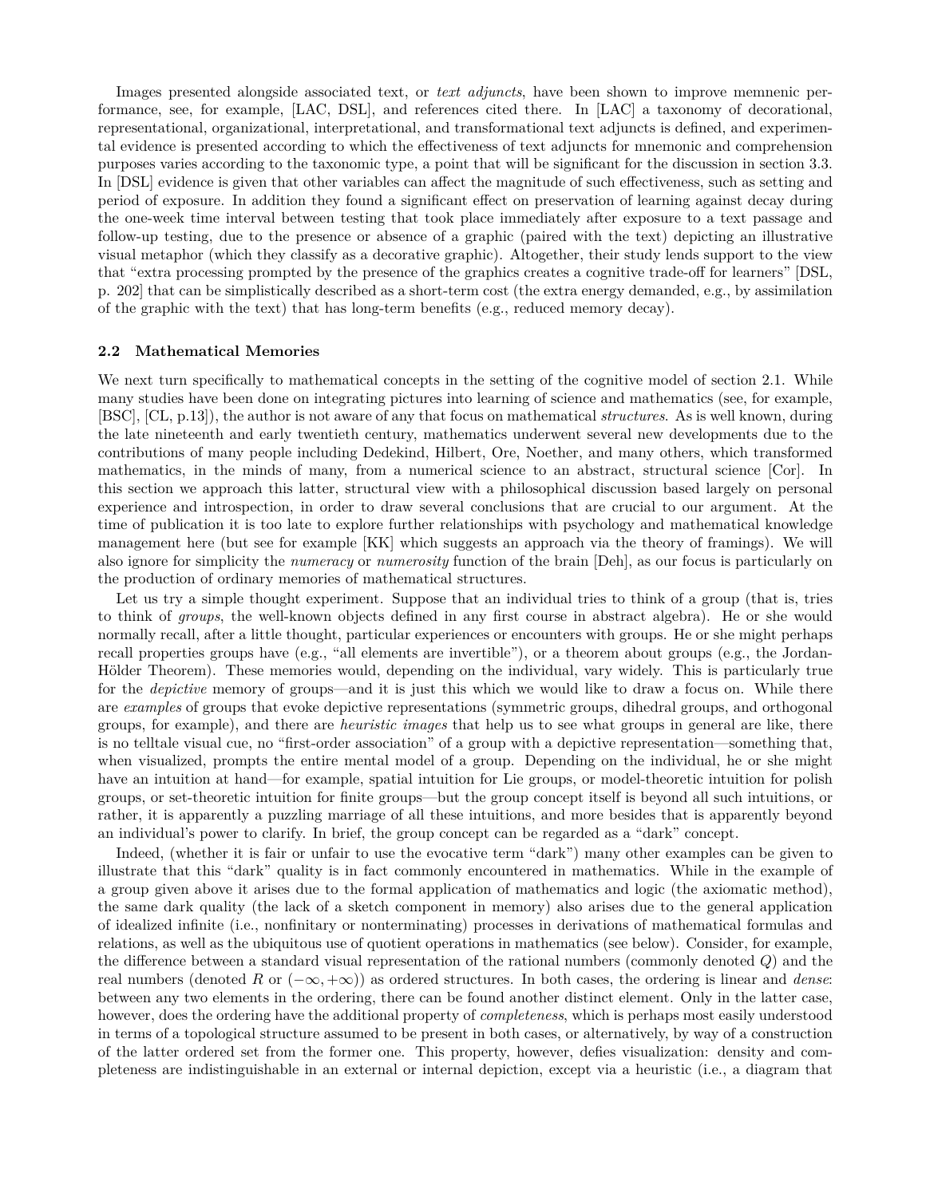Images presented alongside associated text, or *text adjuncts*, have been shown to improve memnenic performance, see, for example, [LAC, DSL], and references cited there. In [LAC] a taxonomy of decorational, representational, organizational, interpretational, and transformational text adjuncts is defined, and experimental evidence is presented according to which the effectiveness of text adjuncts for mnemonic and comprehension purposes varies according to the taxonomic type, a point that will be significant for the discussion in section 3.3. In [DSL] evidence is given that other variables can affect the magnitude of such effectiveness, such as setting and period of exposure. In addition they found a significant effect on preservation of learning against decay during the one-week time interval between testing that took place immediately after exposure to a text passage and follow-up testing, due to the presence or absence of a graphic (paired with the text) depicting an illustrative visual metaphor (which they classify as a decorative graphic). Altogether, their study lends support to the view that "extra processing prompted by the presence of the graphics creates a cognitive trade-off for learners" [DSL, p. 202] that can be simplistically described as a short-term cost (the extra energy demanded, e.g., by assimilation of the graphic with the text) that has long-term benefits (e.g., reduced memory decay).

### 2.2 Mathematical Memories

We next turn specifically to mathematical concepts in the setting of the cognitive model of section 2.1. While many studies have been done on integrating pictures into learning of science and mathematics (see, for example, [BSC], [CL, p.13]), the author is not aware of any that focus on mathematical *structures*. As is well known, during the late nineteenth and early twentieth century, mathematics underwent several new developments due to the contributions of many people including Dedekind, Hilbert, Ore, Noether, and many others, which transformed mathematics, in the minds of many, from a numerical science to an abstract, structural science [Cor]. In this section we approach this latter, structural view with a philosophical discussion based largely on personal experience and introspection, in order to draw several conclusions that are crucial to our argument. At the time of publication it is too late to explore further relationships with psychology and mathematical knowledge management here (but see for example [KK] which suggests an approach via the theory of framings). We will also ignore for simplicity the *numeracy* or *numerosity* function of the brain [Deh], as our focus is particularly on the production of ordinary memories of mathematical structures.

Let us try a simple thought experiment. Suppose that an individual tries to think of a group (that is, tries to think of *groups*, the well-known objects defined in any first course in abstract algebra). He or she would normally recall, after a little thought, particular experiences or encounters with groups. He or she might perhaps recall properties groups have (e.g., "all elements are invertible"), or a theorem about groups (e.g., the Jordan-Hölder Theorem). These memories would, depending on the individual, vary widely. This is particularly true for the *depictive* memory of groups—and it is just this which we would like to draw a focus on. While there are *examples* of groups that evoke depictive representations (symmetric groups, dihedral groups, and orthogonal groups, for example), and there are *heuristic images* that help us to see what groups in general are like, there is no telltale visual cue, no "first-order association" of a group with a depictive representation—something that, when visualized, prompts the entire mental model of a group. Depending on the individual, he or she might have an intuition at hand—for example, spatial intuition for Lie groups, or model-theoretic intuition for polish groups, or set-theoretic intuition for finite groups—but the group concept itself is beyond all such intuitions, or rather, it is apparently a puzzling marriage of all these intuitions, and more besides that is apparently beyond an individual's power to clarify. In brief, the group concept can be regarded as a "dark" concept.

Indeed, (whether it is fair or unfair to use the evocative term "dark") many other examples can be given to illustrate that this "dark" quality is in fact commonly encountered in mathematics. While in the example of a group given above it arises due to the formal application of mathematics and logic (the axiomatic method), the same dark quality (the lack of a sketch component in memory) also arises due to the general application of idealized infinite (i.e., nonfinitary or nonterminating) processes in derivations of mathematical formulas and relations, as well as the ubiquitous use of quotient operations in mathematics (see below). Consider, for example, the difference between a standard visual representation of the rational numbers (commonly denoted $Q$) and the real numbers (denoted $R$ or $(-\infty, +\infty)$) as ordered structures. In both cases, the ordering is linear and *dense*: between any two elements in the ordering, there can be found another distinct element. Only in the latter case, however, does the ordering have the additional property of *completeness*, which is perhaps most easily understood in terms of a topological structure assumed to be present in both cases, or alternatively, by way of a construction of the latter ordered set from the former one. This property, however, defies visualization: density and completeness are indistinguishable in an external or internal depiction, except via a heuristic (i.e., a diagram that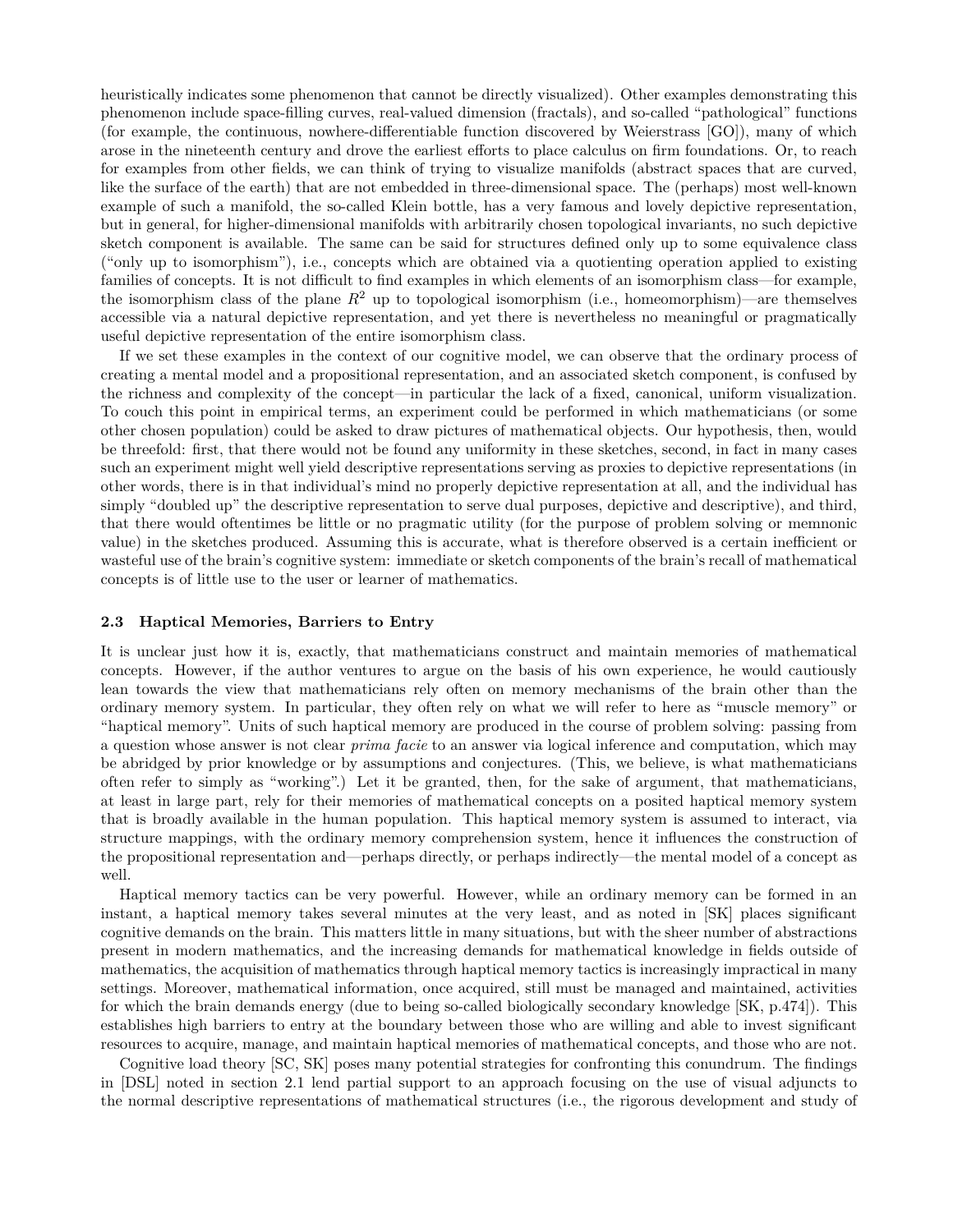heuristically indicates some phenomenon that cannot be directly visualized). Other examples demonstrating this phenomenon include space-filling curves, real-valued dimension (fractals), and so-called "pathological" functions (for example, the continuous, nowhere-differentiable function discovered by Weierstrass [GO]), many of which arose in the nineteenth century and drove the earliest efforts to place calculus on firm foundations. Or, to reach for examples from other fields, we can think of trying to visualize manifolds (abstract spaces that are curved, like the surface of the earth) that are not embedded in three-dimensional space. The (perhaps) most well-known example of such a manifold, the so-called Klein bottle, has a very famous and lovely depictive representation, but in general, for higher-dimensional manifolds with arbitrarily chosen topological invariants, no such depictive sketch component is available. The same can be said for structures defined only up to some equivalence class ("only up to isomorphism"), i.e., concepts which are obtained via a quotienting operation applied to existing families of concepts. It is not difficult to find examples in which elements of an isomorphism class—for example, the isomorphism class of the plane $R^2$ up to topological isomorphism (i.e., homeomorphism)—are themselves accessible via a natural depictive representation, and yet there is nevertheless no meaningful or pragmatically useful depictive representation of the entire isomorphism class.

If we set these examples in the context of our cognitive model, we can observe that the ordinary process of creating a mental model and a propositional representation, and an associated sketch component, is confused by the richness and complexity of the concept—in particular the lack of a fixed, canonical, uniform visualization. To couch this point in empirical terms, an experiment could be performed in which mathematicians (or some other chosen population) could be asked to draw pictures of mathematical objects. Our hypothesis, then, would be threefold: first, that there would not be found any uniformity in these sketches, second, in fact in many cases such an experiment might well yield descriptive representations serving as proxies to depictive representations (in other words, there is in that individual's mind no properly depictive representation at all, and the individual has simply "doubled up" the descriptive representation to serve dual purposes, depictive and descriptive), and third, that there would oftentimes be little or no pragmatic utility (for the purpose of problem solving or memnonic value) in the sketches produced. Assuming this is accurate, what is therefore observed is a certain inefficient or wasteful use of the brain's cognitive system: immediate or sketch components of the brain's recall of mathematical concepts is of little use to the user or learner of mathematics.

### 2.3 Haptical Memories, Barriers to Entry

It is unclear just how it is, exactly, that mathematicians construct and maintain memories of mathematical concepts. However, if the author ventures to argue on the basis of his own experience, he would cautiously lean towards the view that mathematicians rely often on memory mechanisms of the brain other than the ordinary memory system. In particular, they often rely on what we will refer to here as "muscle memory" or "haptical memory". Units of such haptical memory are produced in the course of problem solving: passing from a question whose answer is not clear *prima facie* to an answer via logical inference and computation, which may be abridged by prior knowledge or by assumptions and conjectures. (This, we believe, is what mathematicians often refer to simply as "working".) Let it be granted, then, for the sake of argument, that mathematicians, at least in large part, rely for their memories of mathematical concepts on a posited haptical memory system that is broadly available in the human population. This haptical memory system is assumed to interact, via structure mappings, with the ordinary memory comprehension system, hence it influences the construction of the propositional representation and—perhaps directly, or perhaps indirectly—the mental model of a concept as well.

Haptical memory tactics can be very powerful. However, while an ordinary memory can be formed in an instant, a haptical memory takes several minutes at the very least, and as noted in [SK] places significant cognitive demands on the brain. This matters little in many situations, but with the sheer number of abstractions present in modern mathematics, and the increasing demands for mathematical knowledge in fields outside of mathematics, the acquisition of mathematics through haptical memory tactics is increasingly impractical in many settings. Moreover, mathematical information, once acquired, still must be managed and maintained, activities for which the brain demands energy (due to being so-called biologically secondary knowledge [SK, p.474]). This establishes high barriers to entry at the boundary between those who are willing and able to invest significant resources to acquire, manage, and maintain haptical memories of mathematical concepts, and those who are not.

Cognitive load theory [SC, SK] poses many potential strategies for confronting this conundrum. The findings in [DSL] noted in section 2.1 lend partial support to an approach focusing on the use of visual adjuncts to the normal descriptive representations of mathematical structures (i.e., the rigorous development and study of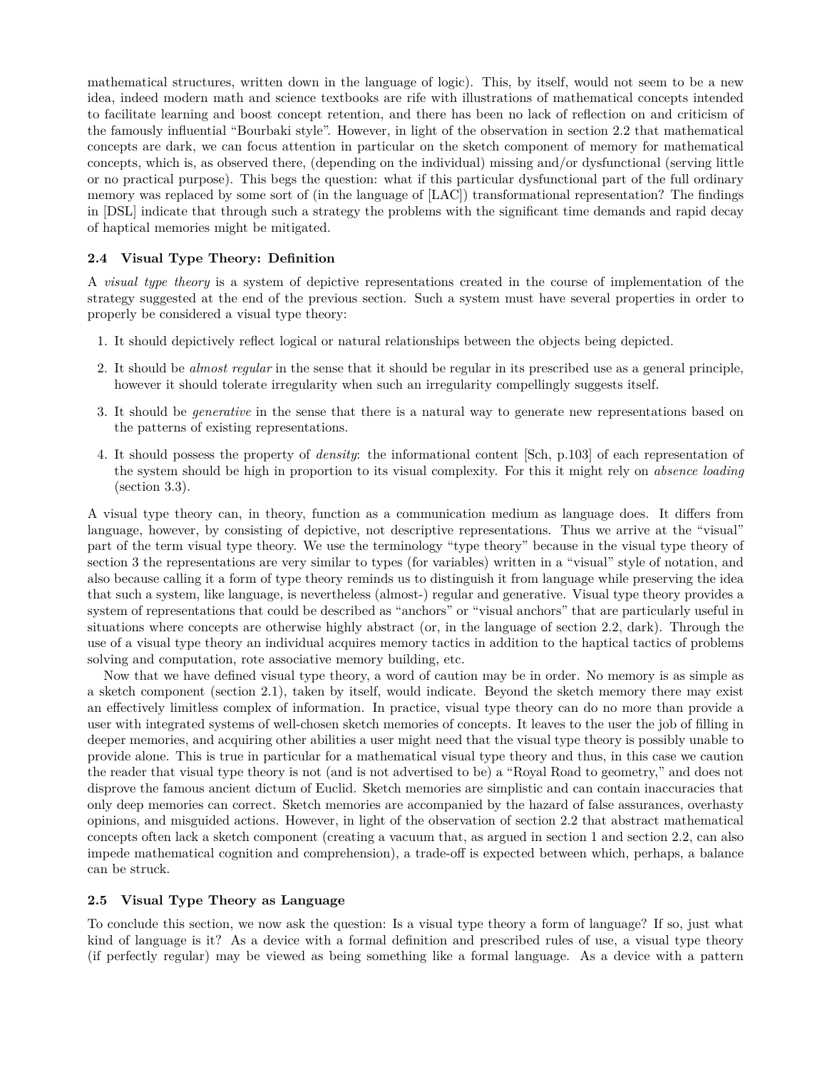mathematical structures, written down in the language of logic). This, by itself, would not seem to be a new idea, indeed modern math and science textbooks are rife with illustrations of mathematical concepts intended to facilitate learning and boost concept retention, and there has been no lack of reflection on and criticism of the famously influential "Bourbaki style". However, in light of the observation in section 2.2 that mathematical concepts are dark, we can focus attention in particular on the sketch component of memory for mathematical concepts, which is, as observed there, (depending on the individual) missing and/or dysfunctional (serving little or no practical purpose). This begs the question: what if this particular dysfunctional part of the full ordinary memory was replaced by some sort of (in the language of [LAC]) transformational representation? The findings in [DSL] indicate that through such a strategy the problems with the significant time demands and rapid decay of haptical memories might be mitigated.

### 2.4 Visual Type Theory: Definition

A *visual type theory* is a system of depictive representations created in the course of implementation of the strategy suggested at the end of the previous section. Such a system must have several properties in order to properly be considered a visual type theory:

1. It should depictively reflect logical or natural relationships between the objects being depicted.
2. It should be *almost regular* in the sense that it should be regular in its prescribed use as a general principle, however it should tolerate irregularity when such an irregularity compellingly suggests itself.
3. It should be *generative* in the sense that there is a natural way to generate new representations based on the patterns of existing representations.
4. It should possess the property of *density*: the informational content [Sch, p.103] of each representation of the system should be high in proportion to its visual complexity. For this it might rely on *absence loading* (section 3.3).

A visual type theory can, in theory, function as a communication medium as language does. It differs from language, however, by consisting of depictive, not descriptive representations. Thus we arrive at the "visual" part of the term visual type theory. We use the terminology "type theory" because in the visual type theory of section 3 the representations are very similar to types (for variables) written in a "visual" style of notation, and also because calling it a form of type theory reminds us to distinguish it from language while preserving the idea that such a system, like language, is nevertheless (almost-) regular and generative. Visual type theory provides a system of representations that could be described as "anchors" or "visual anchors" that are particularly useful in situations where concepts are otherwise highly abstract (or, in the language of section 2.2, dark). Through the use of a visual type theory an individual acquires memory tactics in addition to the haptical tactics of problems solving and computation, rote associative memory building, etc.

Now that we have defined visual type theory, a word of caution may be in order. No memory is as simple as a sketch component (section 2.1), taken by itself, would indicate. Beyond the sketch memory there may exist an effectively limitless complex of information. In practice, visual type theory can do no more than provide a user with integrated systems of well-chosen sketch memories of concepts. It leaves to the user the job of filling in deeper memories, and acquiring other abilities a user might need that the visual type theory is possibly unable to provide alone. This is true in particular for a mathematical visual type theory and thus, in this case we caution the reader that visual type theory is not (and is not advertised to be) a "Royal Road to geometry," and does not disprove the famous ancient dictum of Euclid. Sketch memories are simplistic and can contain inaccuracies that only deep memories can correct. Sketch memories are accompanied by the hazard of false assurances, overhasty opinions, and misguided actions. However, in light of the observation of section 2.2 that abstract mathematical concepts often lack a sketch component (creating a vacuum that, as argued in section 1 and section 2.2, can also impede mathematical cognition and comprehension), a trade-off is expected between which, perhaps, a balance can be struck.

### 2.5 Visual Type Theory as Language

To conclude this section, we now ask the question: Is a visual type theory a form of language? If so, just what kind of language is it? As a device with a formal definition and prescribed rules of use, a visual type theory (if perfectly regular) may be viewed as being something like a formal language. As a device with a pattern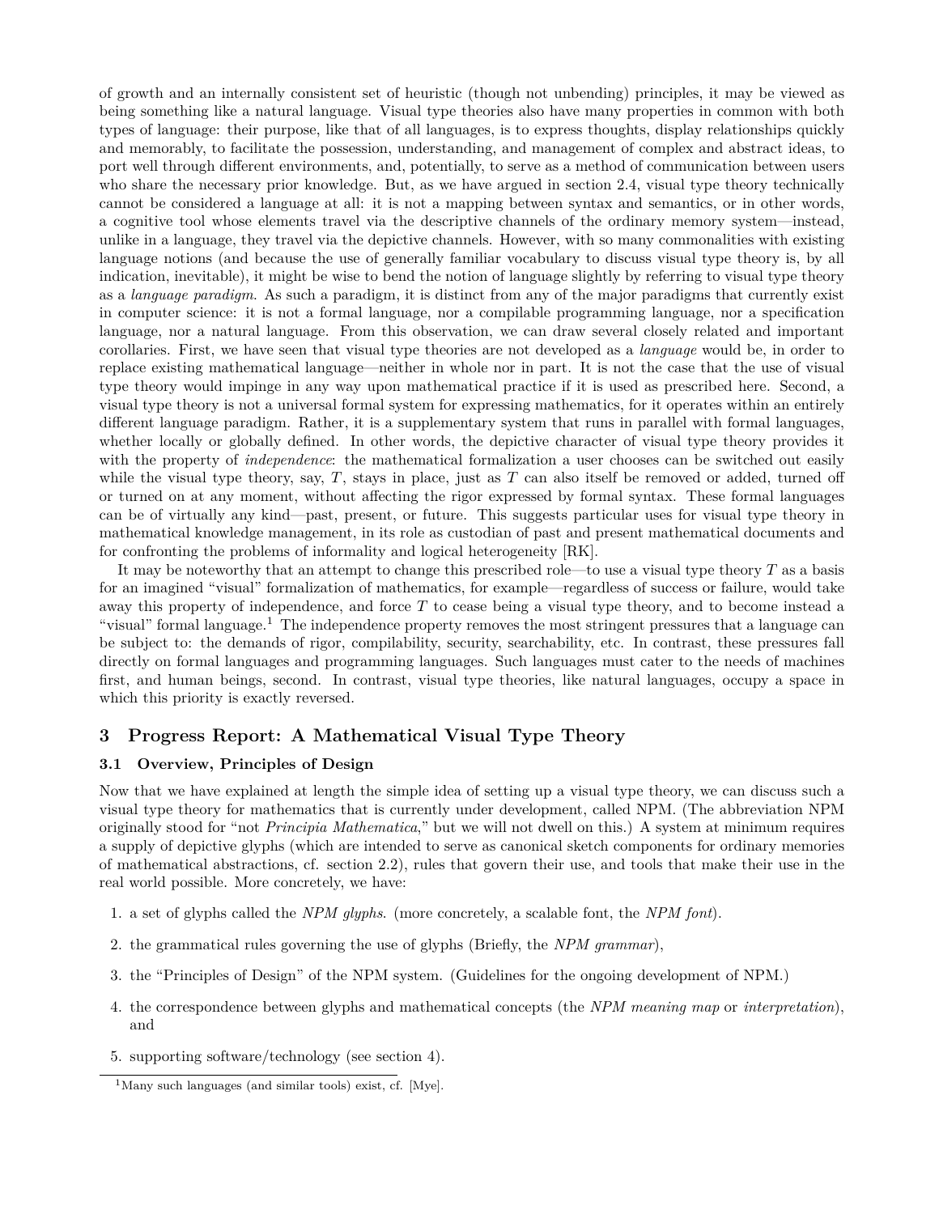of growth and an internally consistent set of heuristic (though not unbending) principles, it may be viewed as being something like a natural language. Visual type theories also have many properties in common with both types of language: their purpose, like that of all languages, is to express thoughts, display relationships quickly and memorably, to facilitate the possession, understanding, and management of complex and abstract ideas, to port well through different environments, and, potentially, to serve as a method of communication between users who share the necessary prior knowledge. But, as we have argued in section 2.4, visual type theory technically cannot be considered a language at all: it is not a mapping between syntax and semantics, or in other words, a cognitive tool whose elements travel via the descriptive channels of the ordinary memory system—instead, unlike in a language, they travel via the depictive channels. However, with so many commonalities with existing language notions (and because the use of generally familiar vocabulary to discuss visual type theory is, by all indication, inevitable), it might be wise to bend the notion of language slightly by referring to visual type theory as a *language paradigm*. As such a paradigm, it is distinct from any of the major paradigms that currently exist in computer science: it is not a formal language, nor a compilable programming language, nor a specification language, nor a natural language. From this observation, we can draw several closely related and important corollaries. First, we have seen that visual type theories are not developed as a *language* would be, in order to replace existing mathematical language—neither in whole nor in part. It is not the case that the use of visual type theory would impinge in any way upon mathematical practice if it is used as prescribed here. Second, a visual type theory is not a universal formal system for expressing mathematics, for it operates within an entirely different language paradigm. Rather, it is a supplementary system that runs in parallel with formal languages, whether locally or globally defined. In other words, the depictive character of visual type theory provides it with the property of *independence*: the mathematical formalization a user chooses can be switched out easily while the visual type theory, say, $T$, stays in place, just as $T$ can also itself be removed or added, turned off or turned on at any moment, without affecting the rigor expressed by formal syntax. These formal languages can be of virtually any kind—past, present, or future. This suggests particular uses for visual type theory in mathematical knowledge management, in its role as custodian of past and present mathematical documents and for confronting the problems of informality and logical heterogeneity [RK].

It may be noteworthy that an attempt to change this prescribed role—to use a visual type theory $T$ as a basis for an imagined "visual" formalization of mathematics, for example—regardless of success or failure, would take away this property of independence, and force $T$ to cease being a visual type theory, and to become instead a "visual" formal language.[1] The independence property removes the most stringent pressures that a language can be subject to: the demands of rigor, compilability, security, searchability, etc. In contrast, these pressures fall directly on formal languages and programming languages. Such languages must cater to the needs of machines first, and human beings, second. In contrast, visual type theories, like natural languages, occupy a space in which this priority is exactly reversed.

## 3 Progress Report: A Mathematical Visual Type Theory

### 3.1 Overview, Principles of Design

Now that we have explained at length the simple idea of setting up a visual type theory, we can discuss such a visual type theory for mathematics that is currently under development, called NPM. (The abbreviation NPM originally stood for "not *Principia Mathematica*," but we will not dwell on this.) A system at minimum requires a supply of depictive glyphs (which are intended to serve as canonical sketch components for ordinary memories of mathematical abstractions, cf. section 2.2), rules that govern their use, and tools that make their use in the real world possible. More concretely, we have:

1. a set of glyphs called the *NPM glyphs*. (more concretely, a scalable font, the *NPM font*).
2. the grammatical rules governing the use of glyphs (Briefly, the *NPM grammar*),
3. the "Principles of Design" of the NPM system. (Guidelines for the ongoing development of NPM.)
4. the correspondence between glyphs and mathematical concepts (the *NPM meaning map* or *interpretation*), and
5. supporting software/technology (see section 4).

[1] Many such languages (and similar tools) exist, cf. [Mye].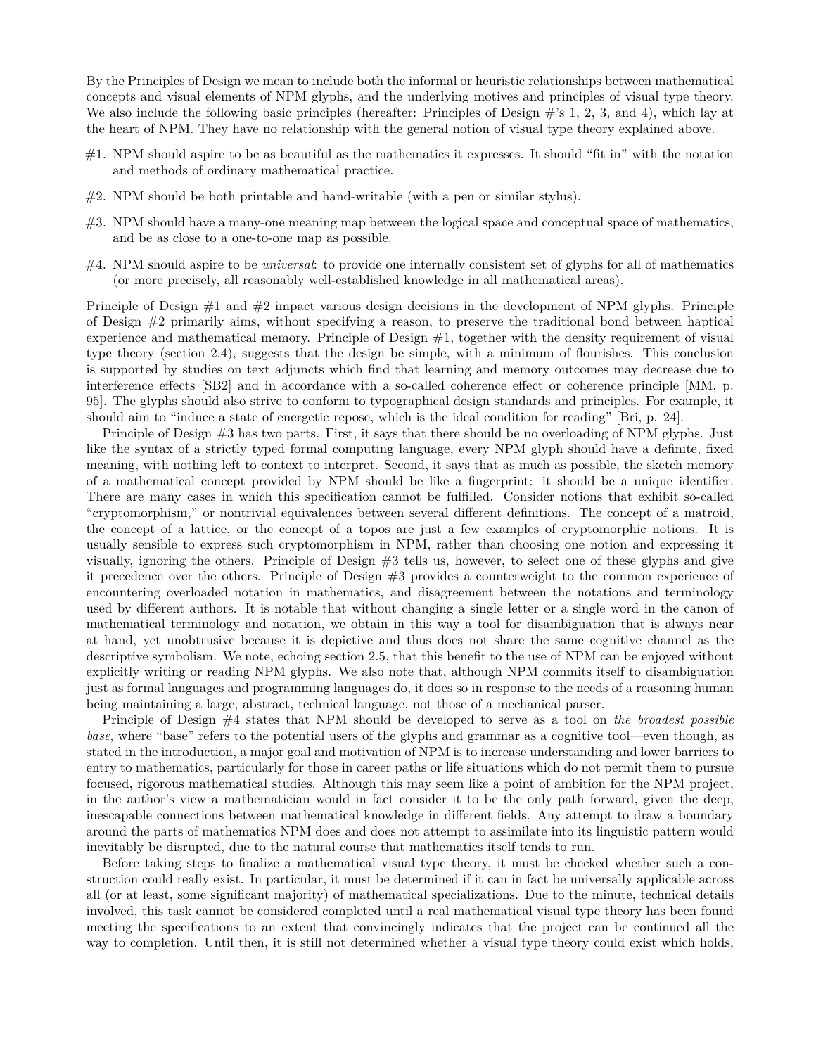By the Principles of Design we mean to include both the informal or heuristic relationships between mathematical concepts and visual elements of NPM glyphs, and the underlying motives and principles of visual type theory. We also include the following basic principles (hereafter: Principles of Design #'s 1, 2, 3, and 4), which lay at the heart of NPM. They have no relationship with the general notion of visual type theory explained above.

- #1. NPM should aspire to be as beautiful as the mathematics it expresses. It should "fit in" with the notation and methods of ordinary mathematical practice.
- #2. NPM should be both printable and hand-writable (with a pen or similar stylus).
- #3. NPM should have a many-one meaning map between the logical space and conceptual space of mathematics, and be as close to a one-to-one map as possible.
- #4. NPM should aspire to be *universal*: to provide one internally consistent set of glyphs for all of mathematics (or more precisely, all reasonably well-established knowledge in all mathematical areas).

Principle of Design #1 and #2 impact various design decisions in the development of NPM glyphs. Principle of Design #2 primarily aims, without specifying a reason, to preserve the traditional bond between haptical experience and mathematical memory. Principle of Design #1, together with the density requirement of visual type theory (section 2.4), suggests that the design be simple, with a minimum of flourishes. This conclusion is supported by studies on text adjuncts which find that learning and memory outcomes may decrease due to interference effects [SB2] and in accordance with a so-called coherence effect or coherence principle [MM, p. 95]. The glyphs should also strive to conform to typographical design standards and principles. For example, it should aim to "induce a state of energetic repose, which is the ideal condition for reading" [Bri, p. 24].

Principle of Design #3 has two parts. First, it says that there should be no overloading of NPM glyphs. Just like the syntax of a strictly typed formal computing language, every NPM glyph should have a definite, fixed meaning, with nothing left to context to interpret. Second, it says that as much as possible, the sketch memory of a mathematical concept provided by NPM should be like a fingerprint: it should be a unique identifier. There are many cases in which this specification cannot be fulfilled. Consider notions that exhibit so-called "cryptomorphism," or nontrivial equivalences between several different definitions. The concept of a matroid, the concept of a lattice, or the concept of a topos are just a few examples of cryptomorphic notions. It is usually sensible to express such cryptomorphism in NPM, rather than choosing one notion and expressing it visually, ignoring the others. Principle of Design #3 tells us, however, to select one of these glyphs and give it precedence over the others. Principle of Design #3 provides a counterweight to the common experience of encountering overloaded notation in mathematics, and disagreement between the notations and terminology used by different authors. It is notable that without changing a single letter or a single word in the canon of mathematical terminology and notation, we obtain in this way a tool for disambiguation that is always near at hand, yet unobtrusive because it is depictive and thus does not share the same cognitive channel as the descriptive symbolism. We note, echoing section 2.5, that this benefit to the use of NPM can be enjoyed without explicitly writing or reading NPM glyphs. We also note that, although NPM commits itself to disambiguation just as formal languages and programming languages do, it does so in response to the needs of a reasoning human being maintaining a large, abstract, technical language, not those of a mechanical parser.

Principle of Design #4 states that NPM should be developed to serve as a tool on *the broadest possible base*, where "base" refers to the potential users of the glyphs and grammar as a cognitive tool—even though, as stated in the introduction, a major goal and motivation of NPM is to increase understanding and lower barriers to entry to mathematics, particularly for those in career paths or life situations which do not permit them to pursue focused, rigorous mathematical studies. Although this may seem like a point of ambition for the NPM project, in the author's view a mathematician would in fact consider it to be the only path forward, given the deep, inescapable connections between mathematical knowledge in different fields. Any attempt to draw a boundary around the parts of mathematics NPM does and does not attempt to assimilate into its linguistic pattern would inevitably be disrupted, due to the natural course that mathematics itself tends to run.

Before taking steps to finalize a mathematical visual type theory, it must be checked whether such a construction could really exist. In particular, it must be determined if it can in fact be universally applicable across all (or at least, some significant majority) of mathematical specializations. Due to the minute, technical details involved, this task cannot be considered completed until a real mathematical visual type theory has been found meeting the specifications to an extent that convincingly indicates that the project can be continued all the way to completion. Until then, it is still not determined whether a visual type theory could exist which holds,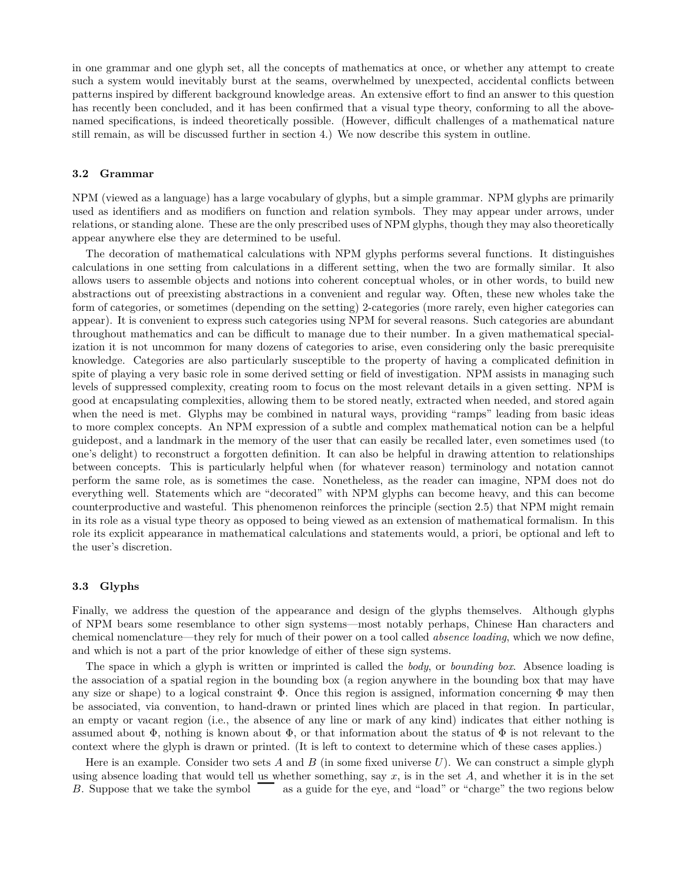in one grammar and one glyph set, all the concepts of mathematics at once, or whether any attempt to create such a system would inevitably burst at the seams, overwhelmed by unexpected, accidental conflicts between patterns inspired by different background knowledge areas. An extensive effort to find an answer to this question has recently been concluded, and it has been confirmed that a visual type theory, conforming to all the above-named specifications, is indeed theoretically possible. (However, difficult challenges of a mathematical nature still remain, as will be discussed further in section 4.) We now describe this system in outline.

### 3.2 Grammar

NPM (viewed as a language) has a large vocabulary of glyphs, but a simple grammar. NPM glyphs are primarily used as identifiers and as modifiers on function and relation symbols. They may appear under arrows, under relations, or standing alone. These are the only prescribed uses of NPM glyphs, though they may also theoretically appear anywhere else they are determined to be useful.

The decoration of mathematical calculations with NPM glyphs performs several functions. It distinguishes calculations in one setting from calculations in a different setting, when the two are formally similar. It also allows users to assemble objects and notions into coherent conceptual wholes, or in other words, to build new abstractions out of preexisting abstractions in a convenient and regular way. Often, these new wholes take the form of categories, or sometimes (depending on the setting) 2-categories (more rarely, even higher categories can appear). It is convenient to express such categories using NPM for several reasons. Such categories are abundant throughout mathematics and can be difficult to manage due to their number. In a given mathematical specialization it is not uncommon for many dozens of categories to arise, even considering only the basic prerequisite knowledge. Categories are also particularly susceptible to the property of having a complicated definition in spite of playing a very basic role in some derived setting or field of investigation. NPM assists in managing such levels of suppressed complexity, creating room to focus on the most relevant details in a given setting. NPM is good at encapsulating complexities, allowing them to be stored neatly, extracted when needed, and stored again when the need is met. Glyphs may be combined in natural ways, providing "ramps" leading from basic ideas to more complex concepts. An NPM expression of a subtle and complex mathematical notion can be a helpful guidepost, and a landmark in the memory of the user that can easily be recalled later, even sometimes used (to one's delight) to reconstruct a forgotten definition. It can also be helpful in drawing attention to relationships between concepts. This is particularly helpful when (for whatever reason) terminology and notation cannot perform the same role, as is sometimes the case. Nonetheless, as the reader can imagine, NPM does not do everything well. Statements which are "decorated" with NPM glyphs can become heavy, and this can become counterproductive and wasteful. This phenomenon reinforces the principle (section 2.5) that NPM might remain in its role as a visual type theory as opposed to being viewed as an extension of mathematical formalism. In this role its explicit appearance in mathematical calculations and statements would, a priori, be optional and left to the user's discretion.

### 3.3 Glyphs

Finally, we address the question of the appearance and design of the glyphs themselves. Although glyphs of NPM bears some resemblance to other sign systems—most notably perhaps, Chinese Han characters and chemical nomenclature—they rely for much of their power on a tool called *absence loading*, which we now define, and which is not a part of the prior knowledge of either of these sign systems.

The space in which a glyph is written or imprinted is called the *body*, or *bounding box*. Absence loading is the association of a spatial region in the bounding box (a region anywhere in the bounding box that may have any size or shape) to a logical constraint $\Phi$. Once this region is assigned, information concerning $\Phi$ may then be associated, via convention, to hand-drawn or printed lines which are placed in that region. In particular, an empty or vacant region (i.e., the absence of any line or mark of any kind) indicates that either nothing is assumed about $\Phi$, nothing is known about $\Phi$, or that information about the status of $\Phi$ is not relevant to the context where the glyph is drawn or printed. (It is left to context to determine which of these cases applies.)

Here is an example. Consider two sets $A$ and $B$ (in some fixed universe $U$). We can construct a simple glyph using absence loading that would tell us whether something, say $x$, is in the set $A$, and whether it is in the set $B$. Suppose that we take the symbol $\overline{\phantom{xx}}$ as a guide for the eye, and "load" or "charge" the two regions below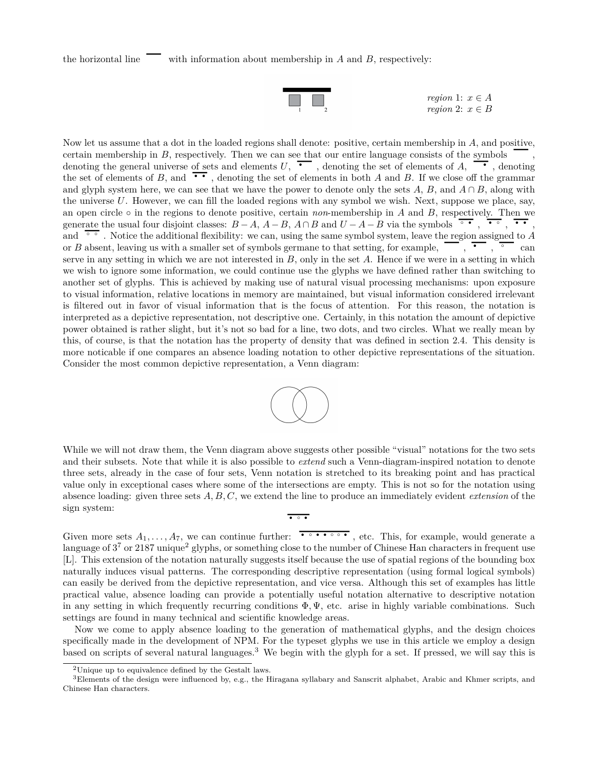the horizontal line ▔▔ with information about membership in $A$ and $B$, respectively:

*region* 1: $x \in A$
*region* 2: $x \in B$

Now let us assume that a dot in the loaded regions shall denote: positive, certain membership in $A$, and positive, certain membership in $B$, respectively. Then we can see that our entire language consists of the symbols ▔▔ , denoting the general universe of sets and elements $U$, ▔•▔ , denoting the set of elements of $A$, ▔ •▔ , denoting the set of elements of $B$, and ▔• •▔ , denoting the set of elements in both $A$ and $B$. If we close off the grammar and glyph system here, we can see that we have the power to denote only the sets $A$, $B$, and $A \cap B$, along with the universe $U$. However, we can fill the loaded regions with any symbol we wish. Next, suppose we place, say, an open circle ◦ in the regions to denote positive, certain *non*-membership in $A$ and $B$, respectively. Then we generate the usual four disjoint classes: $B - A$, $A - B$, $A \cap B$ and $U - A - B$ via the symbols ▔◦ •▔ , ▔• ◦▔ , ▔• •▔ , and ▔◦ ◦▔ . Notice the additional flexibility: we can, using the same symbol system, leave the region assigned to $A$ or $B$ absent, leaving us with a smaller set of symbols germane to that setting, for example, ▔▔ , ▔•▔ , ▔◦▔ can serve in any setting in which we are not interested in $B$, only in the set $A$. Hence if we were in a setting in which we wish to ignore some information, we could continue use the glyphs we have defined rather than switching to another set of glyphs. This is achieved by making use of natural visual processing mechanisms: upon exposure to visual information, relative locations in memory are maintained, but visual information considered irrelevant is filtered out in favor of visual information that is the focus of attention. For this reason, the notation is interpreted as a depictive representation, not descriptive one. Certainly, in this notation the amount of depictive power obtained is rather slight, but it's not so bad for a line, two dots, and two circles. What we really mean by this, of course, is that the notation has the property of density that was defined in section 2.4. This density is more noticable if one compares an absence loading notation to other depictive representations of the situation. Consider the most common depictive representation, a Venn diagram:

While we will not draw them, the Venn diagram above suggests other possible "visual" notations for the two sets and their subsets. Note that while it is also possible to *extend* such a Venn-diagram-inspired notation to denote three sets, already in the case of four sets, Venn notation is stretched to its breaking point and has practical value only in exceptional cases where some of the intersections are empty. This is not so for the notation using absence loading: given three sets $A, B, C$, we extend the line to produce an immediately evident *extension* of the sign system:

▔• ◦ •▔

Given more sets $A_1, \ldots, A_7$, we can continue further: ▔• ◦ • • ◦ ◦ •▔ , etc. This, for example, would generate a language of $3^7$ or 2187 unique[2] glyphs, or something close to the number of Chinese Han characters in frequent use [L]. This extension of the notation naturally suggests itself because the use of spatial regions of the bounding box naturally induces visual patterns. The corresponding descriptive representation (using formal logical symbols) can easily be derived from the depictive representation, and vice versa. Although this set of examples has little practical value, absence loading can provide a potentially useful notation alternative to descriptive notation in any setting in which frequently recurring conditions $\Phi, \Psi$, etc. arise in highly variable combinations. Such settings are found in many technical and scientific knowledge areas.

Now we come to apply absence loading to the generation of mathematical glyphs, and the design choices specifically made in the development of NPM. For the typeset glyphs we use in this article we employ a design based on scripts of several natural languages.[3] We begin with the glyph for a set. If pressed, we will say this is

---

[2] Unique up to equivalence defined by the Gestalt laws.

[3] Elements of the design were influenced by, e.g., the Hiragana syllabary and Sanscrit alphabet, Arabic and Khmer scripts, and Chinese Han characters.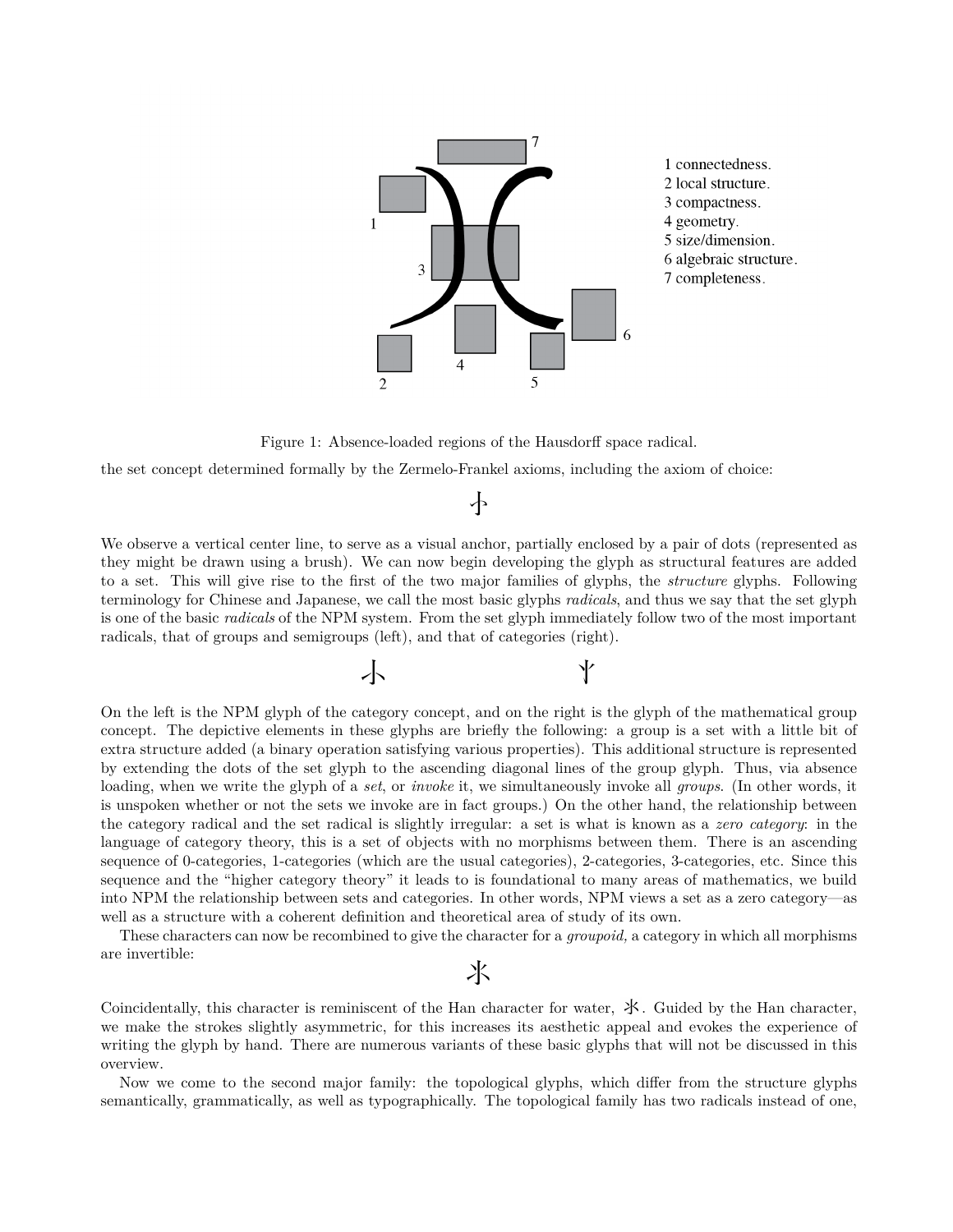1 connectedness.
2 local structure.
3 compactness.
4 geometry.
5 size/dimension.
6 algebraic structure.
7 completeness.

Figure 1: Absence-loaded regions of the Hausdorff space radical.

the set concept determined formally by the Zermelo-Frankel axioms, including the axiom of choice:

We observe a vertical center line, to serve as a visual anchor, partially enclosed by a pair of dots (represented as they might be drawn using a brush). We can now begin developing the glyph as structural features are added to a set. This will give rise to the first of the two major families of glyphs, the *structure* glyphs. Following terminology for Chinese and Japanese, we call the most basic glyphs *radicals*, and thus we say that the set glyph is one of the basic *radicals* of the NPM system. From the set glyph immediately follow two of the most important radicals, that of groups and semigroups (left), and that of categories (right).

On the left is the NPM glyph of the category concept, and on the right is the glyph of the mathematical group concept. The depictive elements in these glyphs are briefly the following: a group is a set with a little bit of extra structure added (a binary operation satisfying various properties). This additional structure is represented by extending the dots of the set glyph to the ascending diagonal lines of the group glyph. Thus, via absence loading, when we write the glyph of a *set*, or *invoke* it, we simultaneously invoke all *groups*. (In other words, it is unspoken whether or not the sets we invoke are in fact groups.) On the other hand, the relationship between the category radical and the set radical is slightly irregular: a set is what is known as a *zero category*: in the language of category theory, this is a set of objects with no morphisms between them. There is an ascending sequence of 0-categories, 1-categories (which are the usual categories), 2-categories, 3-categories, etc. Since this sequence and the "higher category theory" it leads to is foundational to many areas of mathematics, we build into NPM the relationship between sets and categories. In other words, NPM views a set as a zero category—as well as a structure with a coherent definition and theoretical area of study of its own.

These characters can now be recombined to give the character for a *groupoid,* a category in which all morphisms are invertible:

Coincidentally, this character is reminiscent of the Han character for water, 水. Guided by the Han character, we make the strokes slightly asymmetric, for this increases its aesthetic appeal and evokes the experience of writing the glyph by hand. There are numerous variants of these basic glyphs that will not be discussed in this overview.

Now we come to the second major family: the topological glyphs, which differ from the structure glyphs semantically, grammatically, as well as typographically. The topological family has two radicals instead of one,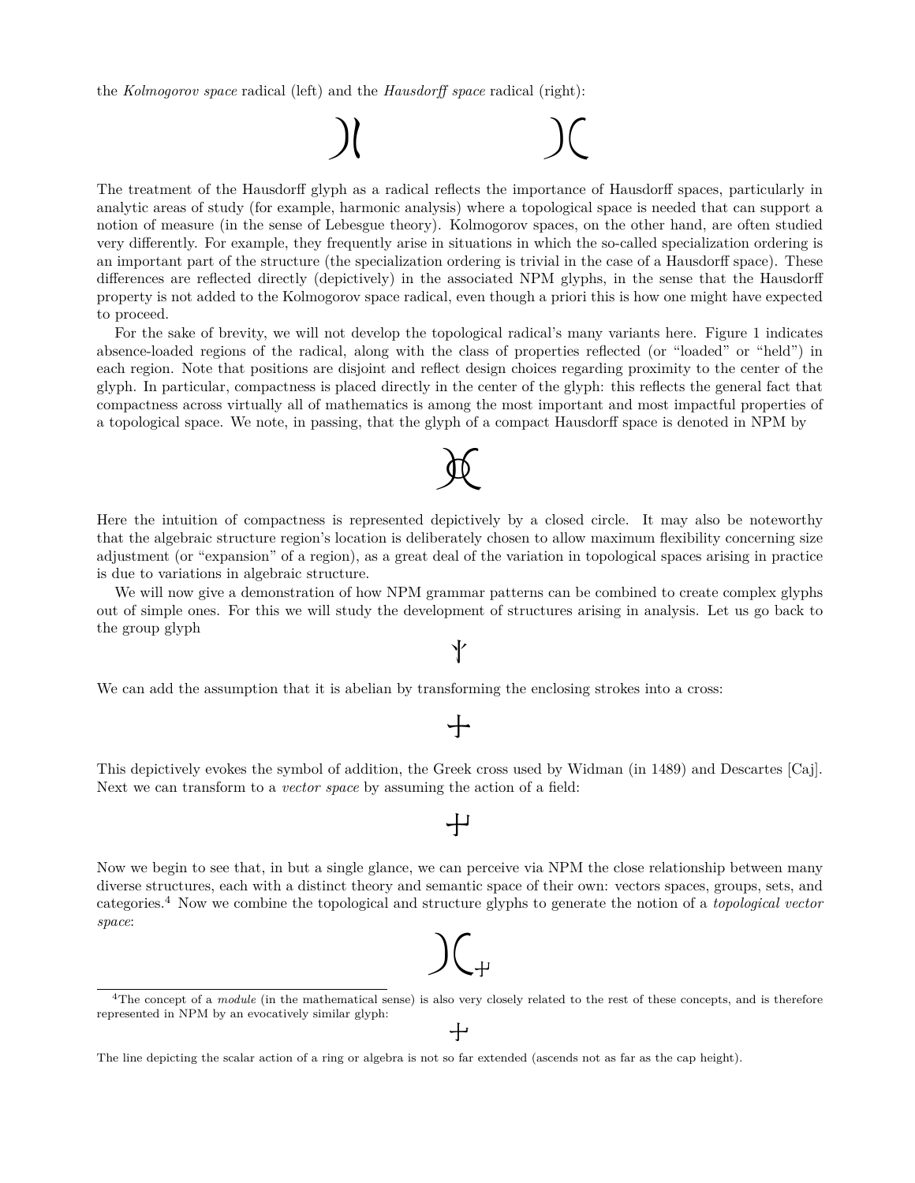the *Kolmogorov space* radical (left) and the *Hausdorff space* radical (right):

The treatment of the Hausdorff glyph as a radical reflects the importance of Hausdorff spaces, particularly in analytic areas of study (for example, harmonic analysis) where a topological space is needed that can support a notion of measure (in the sense of Lebesgue theory). Kolmogorov spaces, on the other hand, are often studied very differently. For example, they frequently arise in situations in which the so-called specialization ordering is an important part of the structure (the specialization ordering is trivial in the case of a Hausdorff space). These differences are reflected directly (depictively) in the associated NPM glyphs, in the sense that the Hausdorff property is not added to the Kolmogorov space radical, even though a priori this is how one might have expected to proceed.

For the sake of brevity, we will not develop the topological radical's many variants here. Figure 1 indicates absence-loaded regions of the radical, along with the class of properties reflected (or "loaded" or "held") in each region. Note that positions are disjoint and reflect design choices regarding proximity to the center of the glyph. In particular, compactness is placed directly in the center of the glyph: this reflects the general fact that compactness across virtually all of mathematics is among the most important and most impactful properties of a topological space. We note, in passing, that the glyph of a compact Hausdorff space is denoted in NPM by

Here the intuition of compactness is represented depictively by a closed circle. It may also be noteworthy that the algebraic structure region's location is deliberately chosen to allow maximum flexibility concerning size adjustment (or "expansion" of a region), as a great deal of the variation in topological spaces arising in practice is due to variations in algebraic structure.

We will now give a demonstration of how NPM grammar patterns can be combined to create complex glyphs out of simple ones. For this we will study the development of structures arising in analysis. Let us go back to the group glyph

We can add the assumption that it is abelian by transforming the enclosing strokes into a cross:

This depictively evokes the symbol of addition, the Greek cross used by Widman (in 1489) and Descartes [Caj]. Next we can transform to a *vector space* by assuming the action of a field:

Now we begin to see that, in but a single glance, we can perceive via NPM the close relationship between many diverse structures, each with a distinct theory and semantic space of their own: vectors spaces, groups, sets, and categories.[4] Now we combine the topological and structure glyphs to generate the notion of a *topological vector space*:

[4]The concept of a *module* (in the mathematical sense) is also very closely related to the rest of these concepts, and is therefore represented in NPM by an evocatively similar glyph:

The line depicting the scalar action of a ring or algebra is not so far extended (ascends not as far as the cap height).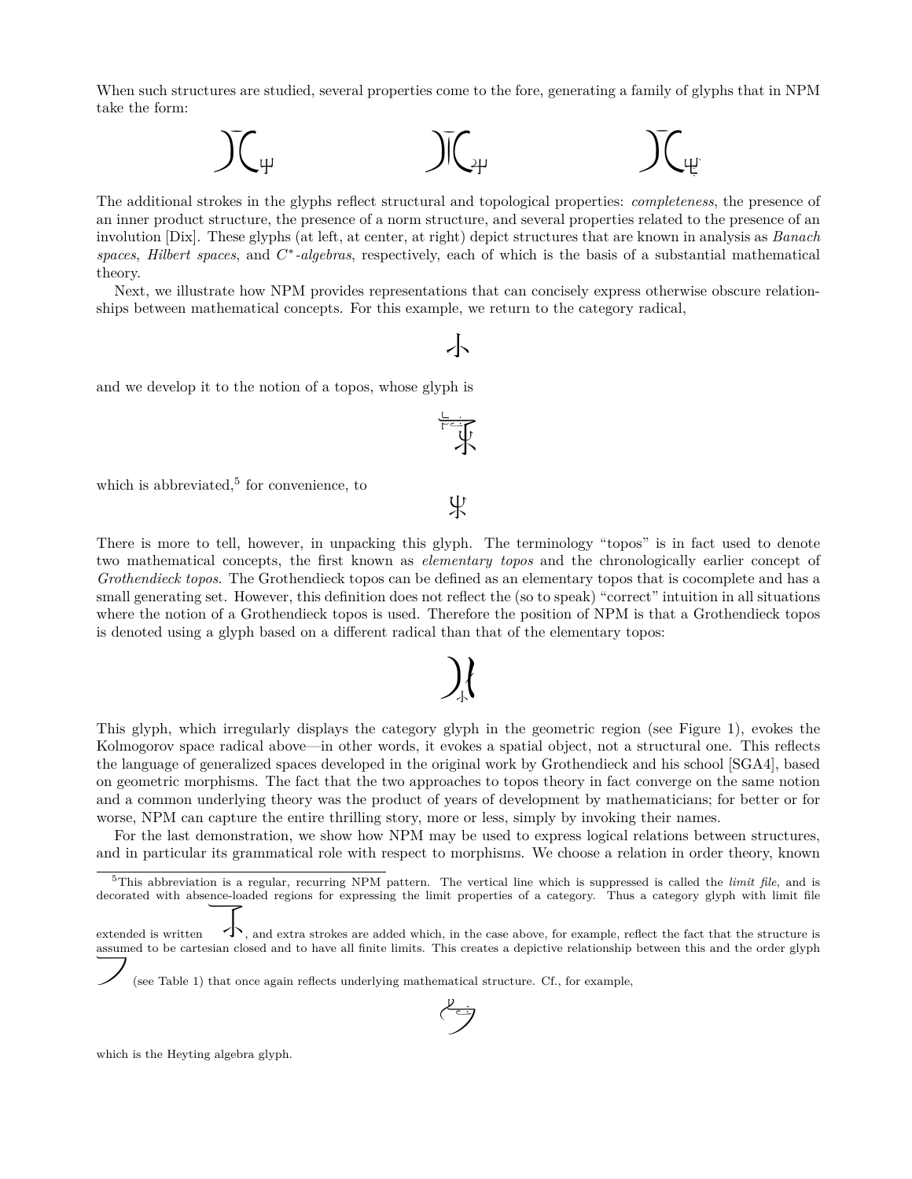When such structures are studied, several properties come to the fore, generating a family of glyphs that in NPM take the form:

The additional strokes in the glyphs reflect structural and topological properties: *completeness*, the presence of an inner product structure, the presence of a norm structure, and several properties related to the presence of an involution [Dix]. These glyphs (at left, at center, at right) depict structures that are known in analysis as *Banach spaces*, *Hilbert spaces*, and *$C^*$-algebras*, respectively, each of which is the basis of a substantial mathematical theory.

Next, we illustrate how NPM provides representations that can concisely express otherwise obscure relationships between mathematical concepts. For this example, we return to the category radical,

and we develop it to the notion of a topos, whose glyph is

which is abbreviated,[5] for convenience, to

There is more to tell, however, in unpacking this glyph. The terminology "topos" is in fact used to denote two mathematical concepts, the first known as *elementary topos* and the chronologically earlier concept of *Grothendieck topos*. The Grothendieck topos can be defined as an elementary topos that is cocomplete and has a small generating set. However, this definition does not reflect the (so to speak) "correct" intuition in all situations where the notion of a Grothendieck topos is used. Therefore the position of NPM is that a Grothendieck topos is denoted using a glyph based on a different radical than that of the elementary topos:

This glyph, which irregularly displays the category glyph in the geometric region (see Figure 1), evokes the Kolmogorov space radical above—in other words, it evokes a spatial object, not a structural one. This reflects the language of generalized spaces developed in the original work by Grothendieck and his school [SGA4], based on geometric morphisms. The fact that the two approaches to topos theory in fact converge on the same notion and a common underlying theory was the product of years of development by mathematicians; for better or for worse, NPM can capture the entire thrilling story, more or less, simply by invoking their names.

For the last demonstration, we show how NPM may be used to express logical relations between structures, and in particular its grammatical role with respect to morphisms. We choose a relation in order theory, known

---

[5] This abbreviation is a regular, recurring NPM pattern. The vertical line which is suppressed is called the *limit file*, and is decorated with absence-loaded regions for expressing the limit properties of a category. Thus a category glyph with limit file extended is written , and extra strokes are added which, in the case above, for example, reflect the fact that the structure is assumed to be cartesian closed and to have all finite limits. This creates a depictive relationship between this and the order glyph (see Table 1) that once again reflects underlying mathematical structure. Cf., for example,

which is the Heyting algebra glyph.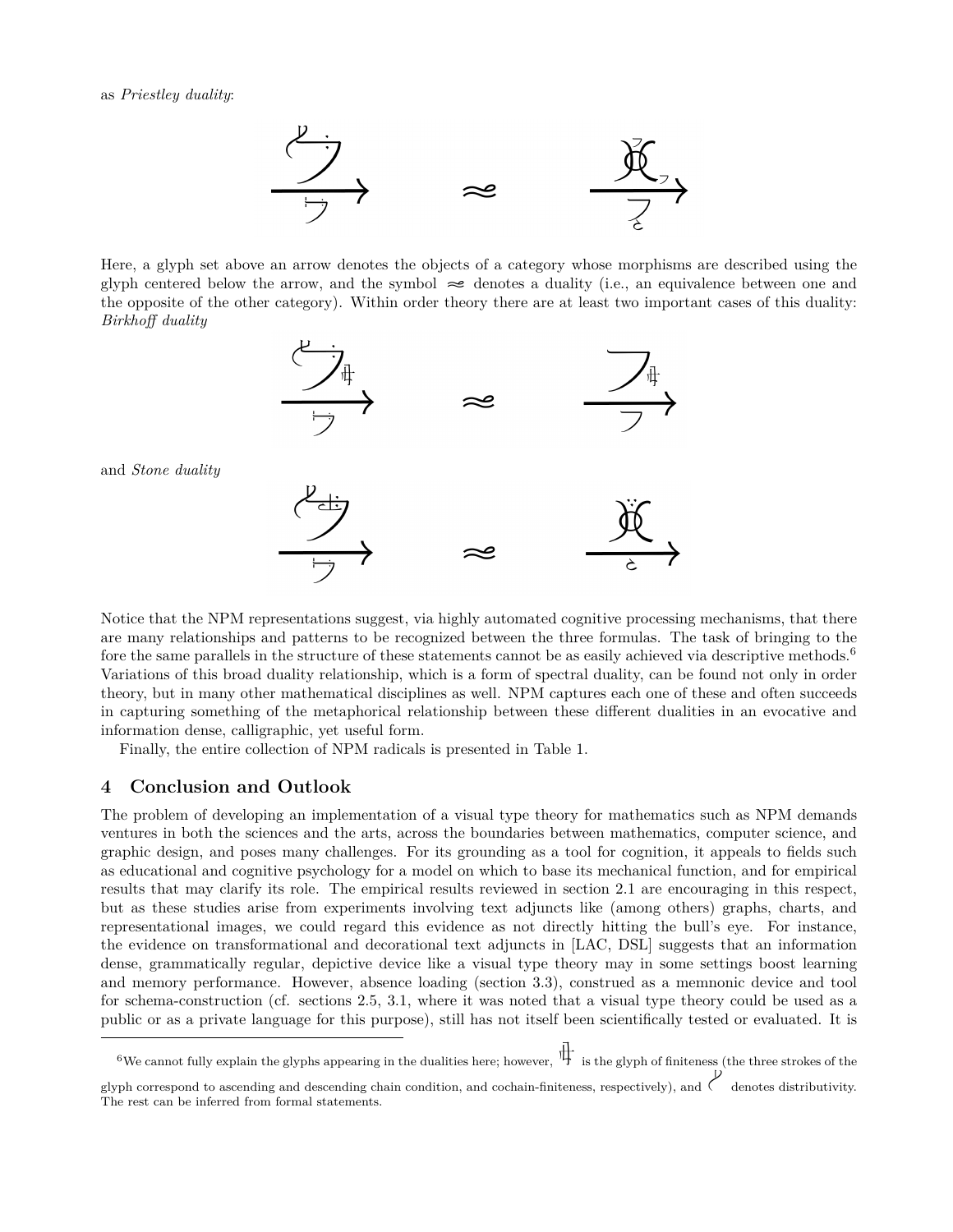as *Priestley duality*:

Here, a glyph set above an arrow denotes the objects of a category whose morphisms are described using the glyph centered below the arrow, and the symbol $\approx$ denotes a duality (i.e., an equivalence between one and the opposite of the other category). Within order theory there are at least two important cases of this duality: *Birkhoff duality*

and *Stone duality*

Notice that the NPM representations suggest, via highly automated cognitive processing mechanisms, that there are many relationships and patterns to be recognized between the three formulas. The task of bringing to the fore the same parallels in the structure of these statements cannot be as easily achieved via descriptive methods.[6] Variations of this broad duality relationship, which is a form of spectral duality, can be found not only in order theory, but in many other mathematical disciplines as well. NPM captures each one of these and often succeeds in capturing something of the metaphorical relationship between these different dualities in an evocative and information dense, calligraphic, yet useful form.

Finally, the entire collection of NPM radicals is presented in Table 1.

## 4 Conclusion and Outlook

The problem of developing an implementation of a visual type theory for mathematics such as NPM demands ventures in both the sciences and the arts, across the boundaries between mathematics, computer science, and graphic design, and poses many challenges. For its grounding as a tool for cognition, it appeals to fields such as educational and cognitive psychology for a model on which to base its mechanical function, and for empirical results that may clarify its role. The empirical results reviewed in section 2.1 are encouraging in this respect, but as these studies arise from experiments involving text adjuncts like (among others) graphs, charts, and representational images, we could regard this evidence as not directly hitting the bull's eye. For instance, the evidence on transformational and decorational text adjuncts in [LAC, DSL] suggests that an information dense, grammatically regular, depictive device like a visual type theory may in some settings boost learning and memory performance. However, absence loading (section 3.3), construed as a memnonic device and tool for schema-construction (cf. sections 2.5, 3.1, where it was noted that a visual type theory could be used as a public or as a private language for this purpose), still has not itself been scientifically tested or evaluated. It is

---

[6] We cannot fully explain the glyphs appearing in the dualities here; however, the glyph shown is the glyph of finiteness (the three strokes of the glyph correspond to ascending and descending chain condition, and cochain-finiteness, respectively), and the glyph shown denotes distributivity. The rest can be inferred from formal statements.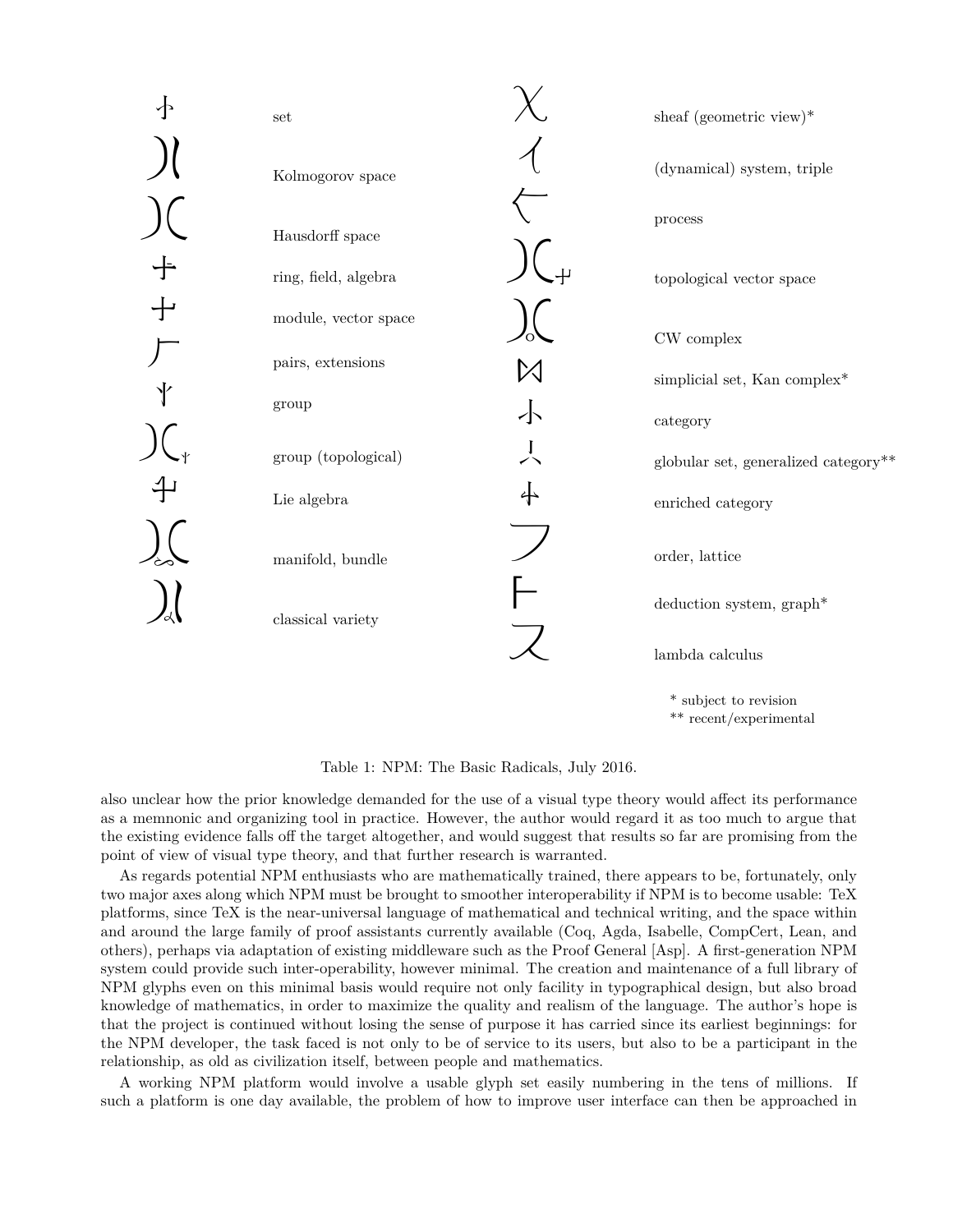| Glyph | Meaning | Glyph | Meaning |
|---|---|---|---|
| 尗 | set | χ | sheaf (geometric view)* |
| )( | Kolmogorov space | イ | (dynamical) system, triple |
| )( | Hausdorff space | 𠄌 | process |
| 十 | ring, field, algebra | )( | topological vector space |
| 十 | module, vector space | )( | CW complex |
| 𠂉 | pairs, extensions | ⋈ | simplicial set, Kan complex* |
| 丫 | group | 小 | category |
| )( | group (topological) | 人 | globular set, generalized category** |
| 十 | Lie algebra | 十 | enriched category |
| )( | manifold, bundle | フ | order, lattice |
| )( | classical variety | ⊢ | deduction system, graph* |
| | | ス | lambda calculus |

\* subject to revision
\** recent/experimental

Table 1: NPM: The Basic Radicals, July 2016.

also unclear how the prior knowledge demanded for the use of a visual type theory would affect its performance as a memnonic and organizing tool in practice. However, the author would regard it as too much to argue that the existing evidence falls off the target altogether, and would suggest that results so far are promising from the point of view of visual type theory, and that further research is warranted.

As regards potential NPM enthusiasts who are mathematically trained, there appears to be, fortunately, only two major axes along which NPM must be brought to smoother interoperability if NPM is to become usable: TeX platforms, since TeX is the near-universal language of mathematical and technical writing, and the space within and around the large family of proof assistants currently available (Coq, Agda, Isabelle, CompCert, Lean, and others), perhaps via adaptation of existing middleware such as the Proof General [Asp]. A first-generation NPM system could provide such inter-operability, however minimal. The creation and maintenance of a full library of NPM glyphs even on this minimal basis would require not only facility in typographical design, but also broad knowledge of mathematics, in order to maximize the quality and realism of the language. The author's hope is that the project is continued without losing the sense of purpose it has carried since its earliest beginnings: for the NPM developer, the task faced is not only to be of service to its users, but also to be a participant in the relationship, as old as civilization itself, between people and mathematics.

A working NPM platform would involve a usable glyph set easily numbering in the tens of millions. If such a platform is one day available, the problem of how to improve user interface can then be approached in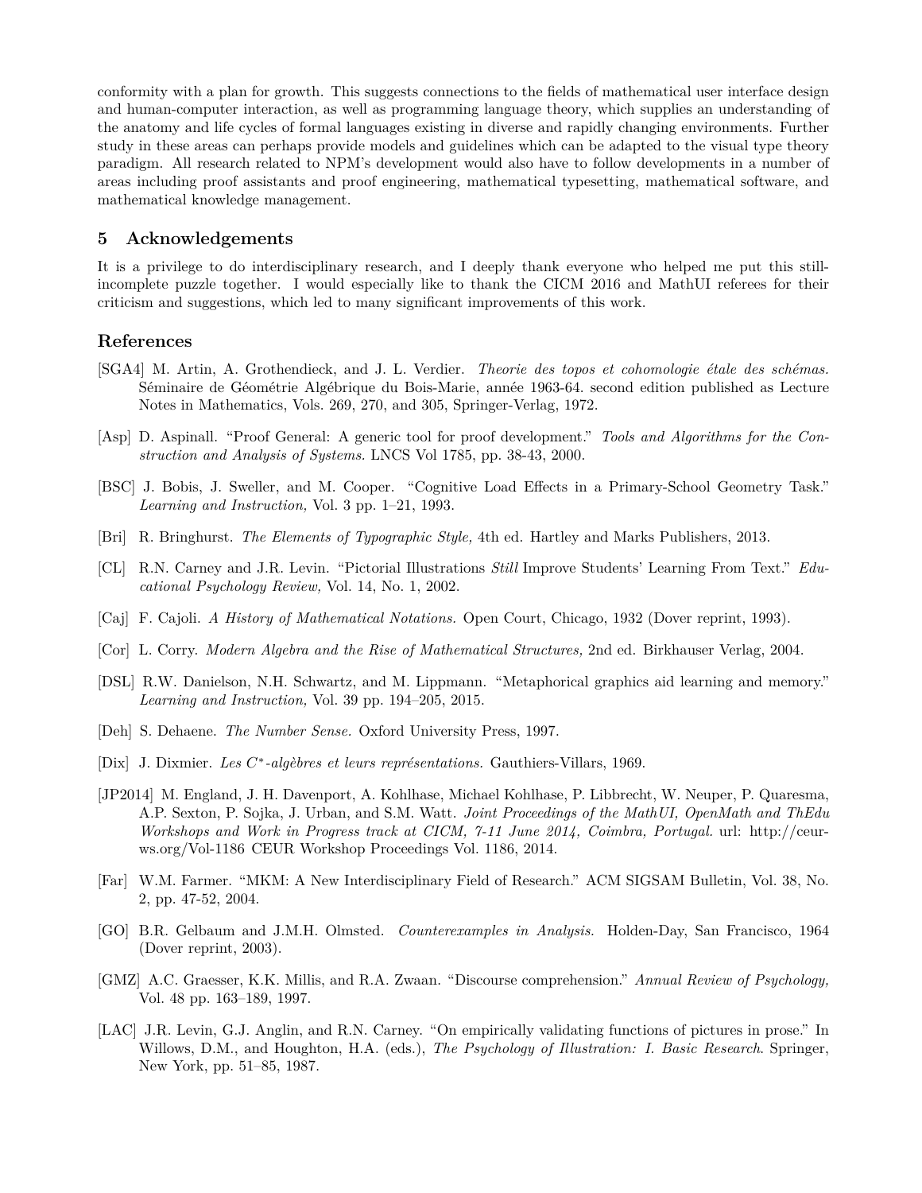conformity with a plan for growth. This suggests connections to the fields of mathematical user interface design and human-computer interaction, as well as programming language theory, which supplies an understanding of the anatomy and life cycles of formal languages existing in diverse and rapidly changing environments. Further study in these areas can perhaps provide models and guidelines which can be adapted to the visual type theory paradigm. All research related to NPM's development would also have to follow developments in a number of areas including proof assistants and proof engineering, mathematical typesetting, mathematical software, and mathematical knowledge management.

## 5 Acknowledgements

It is a privilege to do interdisciplinary research, and I deeply thank everyone who helped me put this still-incomplete puzzle together. I would especially like to thank the CICM 2016 and MathUI referees for their criticism and suggestions, which led to many significant improvements of this work.

## References

[SGA4] M. Artin, A. Grothendieck, and J. L. Verdier. *Theorie des topos et cohomologie étale des schémas.* Séminaire de Géométrie Algébrique du Bois-Marie, année 1963-64. second edition published as Lecture Notes in Mathematics, Vols. 269, 270, and 305, Springer-Verlag, 1972.

[Asp] D. Aspinall. "Proof General: A generic tool for proof development." *Tools and Algorithms for the Construction and Analysis of Systems.* LNCS Vol 1785, pp. 38-43, 2000.

[BSC] J. Bobis, J. Sweller, and M. Cooper. "Cognitive Load Effects in a Primary-School Geometry Task." *Learning and Instruction,* Vol. 3 pp. 1–21, 1993.

[Bri] R. Bringhurst. *The Elements of Typographic Style,* 4th ed. Hartley and Marks Publishers, 2013.

[CL] R.N. Carney and J.R. Levin. "Pictorial Illustrations *Still* Improve Students' Learning From Text." *Educational Psychology Review,* Vol. 14, No. 1, 2002.

[Caj] F. Cajoli. *A History of Mathematical Notations.* Open Court, Chicago, 1932 (Dover reprint, 1993).

[Cor] L. Corry. *Modern Algebra and the Rise of Mathematical Structures,* 2nd ed. Birkhauser Verlag, 2004.

[DSL] R.W. Danielson, N.H. Schwartz, and M. Lippmann. "Metaphorical graphics aid learning and memory." *Learning and Instruction,* Vol. 39 pp. 194–205, 2015.

[Deh] S. Dehaene. *The Number Sense.* Oxford University Press, 1997.

[Dix] J. Dixmier. *Les $C^*$-algèbres et leurs représentations.* Gauthiers-Villars, 1969.

[JP2014] M. England, J. H. Davenport, A. Kohlhase, Michael Kohlhase, P. Libbrecht, W. Neuper, P. Quaresma, A.P. Sexton, P. Sojka, J. Urban, and S.M. Watt. *Joint Proceedings of the MathUI, OpenMath and ThEdu Workshops and Work in Progress track at CICM, 7-11 June 2014, Coimbra, Portugal.* url: http://ceur-ws.org/Vol-1186 CEUR Workshop Proceedings Vol. 1186, 2014.

[Far] W.M. Farmer. "MKM: A New Interdisciplinary Field of Research." ACM SIGSAM Bulletin, Vol. 38, No. 2, pp. 47-52, 2004.

[GO] B.R. Gelbaum and J.M.H. Olmsted. *Counterexamples in Analysis.* Holden-Day, San Francisco, 1964 (Dover reprint, 2003).

[GMZ] A.C. Graesser, K.K. Millis, and R.A. Zwaan. "Discourse comprehension." *Annual Review of Psychology,* Vol. 48 pp. 163–189, 1997.

[LAC] J.R. Levin, G.J. Anglin, and R.N. Carney. "On empirically validating functions of pictures in prose." In Willows, D.M., and Houghton, H.A. (eds.), *The Psychology of Illustration: I. Basic Research*. Springer, New York, pp. 51–85, 1987.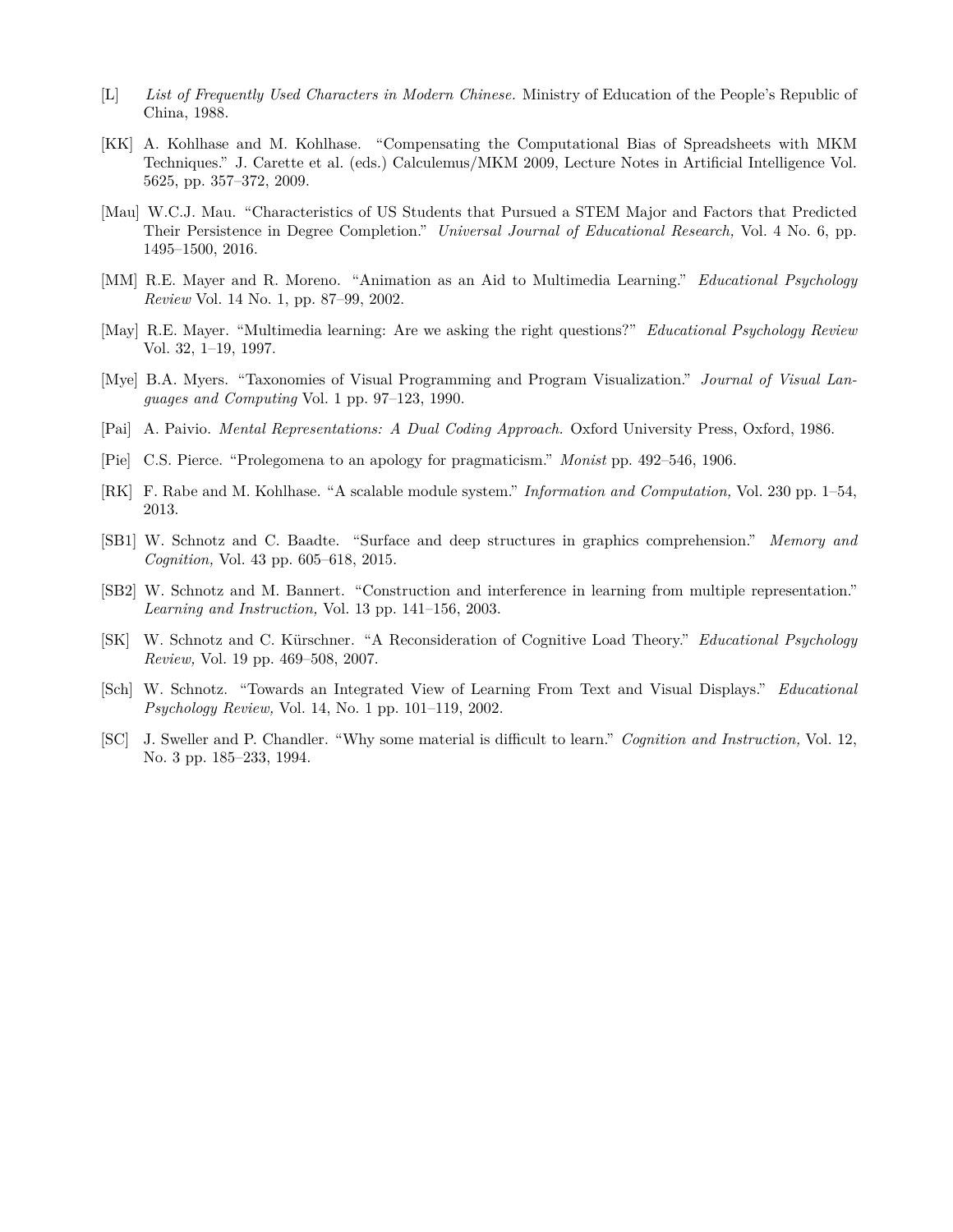[L] *List of Frequently Used Characters in Modern Chinese.* Ministry of Education of the People's Republic of China, 1988.

[KK] A. Kohlhase and M. Kohlhase. "Compensating the Computational Bias of Spreadsheets with MKM Techniques." J. Carette et al. (eds.) Calculemus/MKM 2009, Lecture Notes in Artificial Intelligence Vol. 5625, pp. 357–372, 2009.

[Mau] W.C.J. Mau. "Characteristics of US Students that Pursued a STEM Major and Factors that Predicted Their Persistence in Degree Completion." *Universal Journal of Educational Research,* Vol. 4 No. 6, pp. 1495–1500, 2016.

[MM] R.E. Mayer and R. Moreno. "Animation as an Aid to Multimedia Learning." *Educational Psychology Review* Vol. 14 No. 1, pp. 87–99, 2002.

[May] R.E. Mayer. "Multimedia learning: Are we asking the right questions?" *Educational Psychology Review* Vol. 32, 1–19, 1997.

[Mye] B.A. Myers. "Taxonomies of Visual Programming and Program Visualization." *Journal of Visual Languages and Computing* Vol. 1 pp. 97–123, 1990.

[Pai] A. Paivio. *Mental Representations: A Dual Coding Approach.* Oxford University Press, Oxford, 1986.

[Pie] C.S. Pierce. "Prolegomena to an apology for pragmaticism." *Monist* pp. 492–546, 1906.

[RK] F. Rabe and M. Kohlhase. "A scalable module system." *Information and Computation,* Vol. 230 pp. 1–54, 2013.

[SB1] W. Schnotz and C. Baadte. "Surface and deep structures in graphics comprehension." *Memory and Cognition,* Vol. 43 pp. 605–618, 2015.

[SB2] W. Schnotz and M. Bannert. "Construction and interference in learning from multiple representation." *Learning and Instruction,* Vol. 13 pp. 141–156, 2003.

[SK] W. Schnotz and C. Kürschner. "A Reconsideration of Cognitive Load Theory." *Educational Psychology Review,* Vol. 19 pp. 469–508, 2007.

[Sch] W. Schnotz. "Towards an Integrated View of Learning From Text and Visual Displays." *Educational Psychology Review,* Vol. 14, No. 1 pp. 101–119, 2002.

[SC] J. Sweller and P. Chandler. "Why some material is difficult to learn." *Cognition and Instruction,* Vol. 12, No. 3 pp. 185–233, 1994.